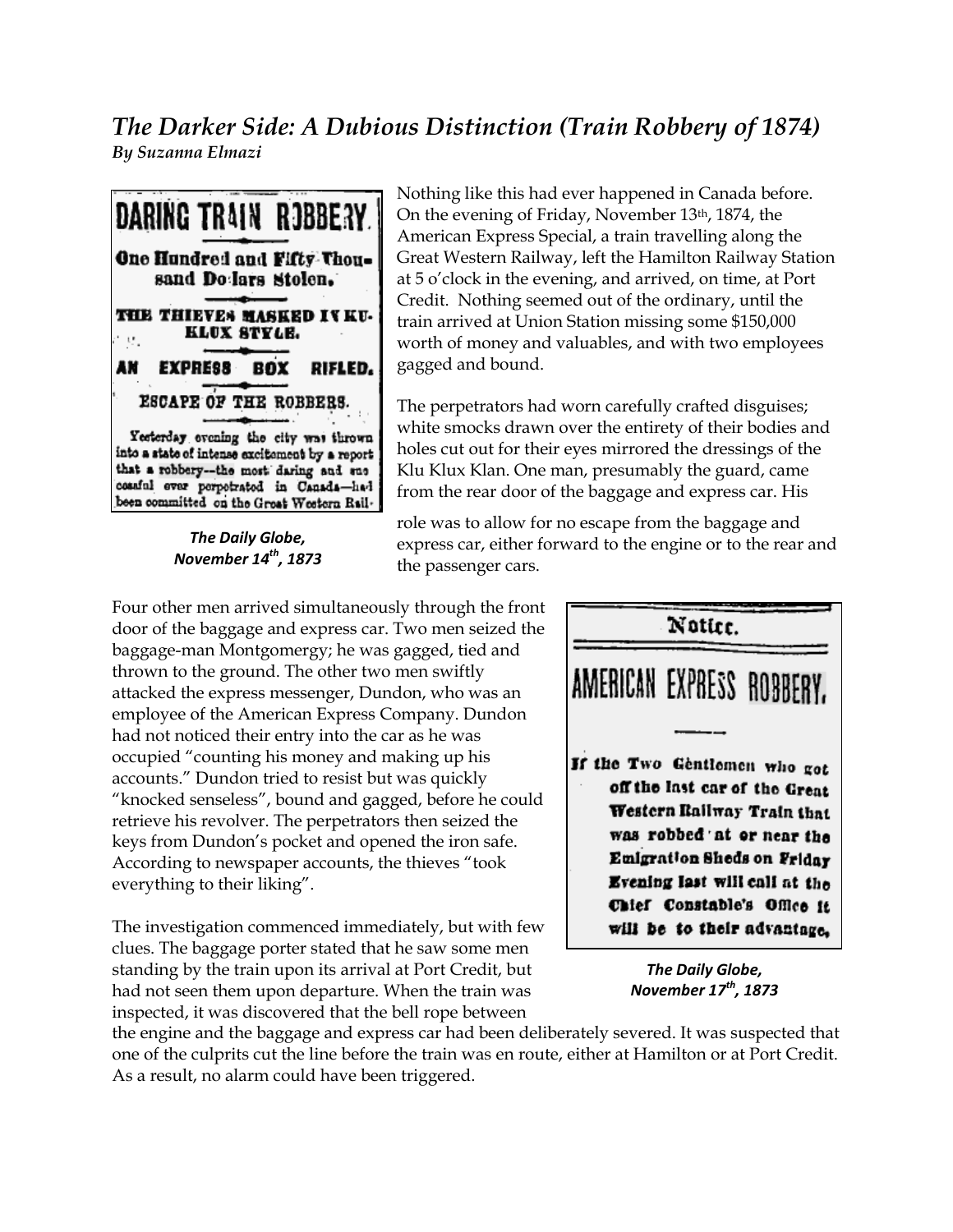# *The Darker Side: A Dubious Distinction (Train Robbery of 1874)*

***By Suzanna Elmazi***

DARING TRAIN ROBBERY.

One Hundred and Fifty Thousand Dollars Stolen.

THE THIEVES MASKED IN KU-KLUX STYLE.

AN EXPRESS BOX RIFLED.

ESCAPE OF THE ROBBERS.

Yesterday evening the city was thrown into a state of intense excitement by a report that a robbery--the most daring and successful ever perpetrated in Canada--had been committed on the Great Western Rail-

***The Daily Globe, November 14th, 1873***

Nothing like this had ever happened in Canada before. On the evening of Friday, November 13th, 1874, the American Express Special, a train travelling along the Great Western Railway, left the Hamilton Railway Station at 5 o'clock in the evening, and arrived, on time, at Port Credit. Nothing seemed out of the ordinary, until the train arrived at Union Station missing some $150,000 worth of money and valuables, and with two employees gagged and bound.

The perpetrators had worn carefully crafted disguises; white smocks drawn over the entirety of their bodies and holes cut out for their eyes mirrored the dressings of the Klu Klux Klan. One man, presumably the guard, came from the rear door of the baggage and express car. His role was to allow for no escape from the baggage and express car, either forward to the engine or to the rear and the passenger cars.

Four other men arrived simultaneously through the front door of the baggage and express car. Two men seized the baggage-man Montgomergy; he was gagged, tied and thrown to the ground. The other two men swiftly attacked the express messenger, Dundon, who was an employee of the American Express Company. Dundon had not noticed their entry into the car as he was occupied "counting his money and making up his accounts." Dundon tried to resist but was quickly "knocked senseless", bound and gagged, before he could retrieve his revolver. The perpetrators then seized the keys from Dundon's pocket and opened the iron safe. According to newspaper accounts, the thieves "took everything to their liking".

Notice.

AMERICAN EXPRESS ROBBERY.

If the Two Gentlemen who got off the last car of the Great Western Railway Train that was robbed at or near the Emigration Sheds on Friday Evening last will call at the Chief Constable's Office it will be to their advantage.

***The Daily Globe, November 17th, 1873***

The investigation commenced immediately, but with few clues. The baggage porter stated that he saw some men standing by the train upon its arrival at Port Credit, but had not seen them upon departure. When the train was inspected, it was discovered that the bell rope between the engine and the baggage and express car had been deliberately severed. It was suspected that one of the culprits cut the line before the train was en route, either at Hamilton or at Port Credit. As a result, no alarm could have been triggered.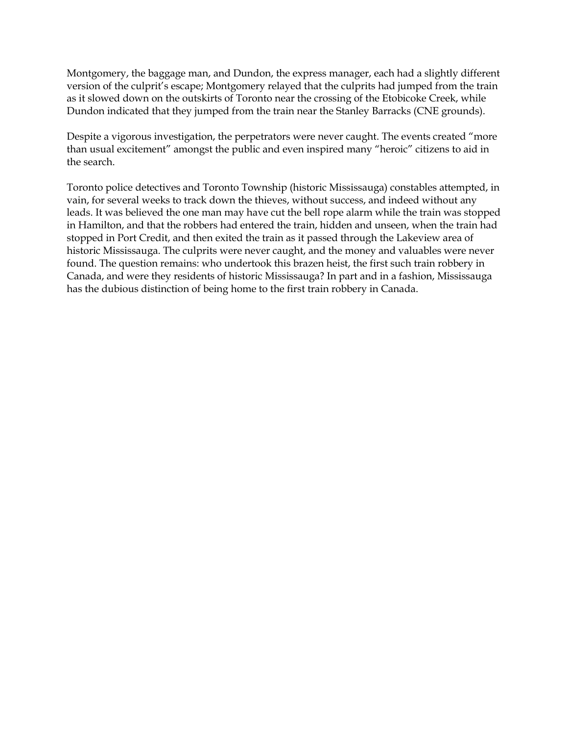Montgomery, the baggage man, and Dundon, the express manager, each had a slightly different version of the culprit's escape; Montgomery relayed that the culprits had jumped from the train as it slowed down on the outskirts of Toronto near the crossing of the Etobicoke Creek, while Dundon indicated that they jumped from the train near the Stanley Barracks (CNE grounds).

Despite a vigorous investigation, the perpetrators were never caught. The events created "more than usual excitement" amongst the public and even inspired many "heroic" citizens to aid in the search.

Toronto police detectives and Toronto Township (historic Mississauga) constables attempted, in vain, for several weeks to track down the thieves, without success, and indeed without any leads. It was believed the one man may have cut the bell rope alarm while the train was stopped in Hamilton, and that the robbers had entered the train, hidden and unseen, when the train had stopped in Port Credit, and then exited the train as it passed through the Lakeview area of historic Mississauga. The culprits were never caught, and the money and valuables were never found. The question remains: who undertook this brazen heist, the first such train robbery in Canada, and were they residents of historic Mississauga? In part and in a fashion, Mississauga has the dubious distinction of being home to the first train robbery in Canada.